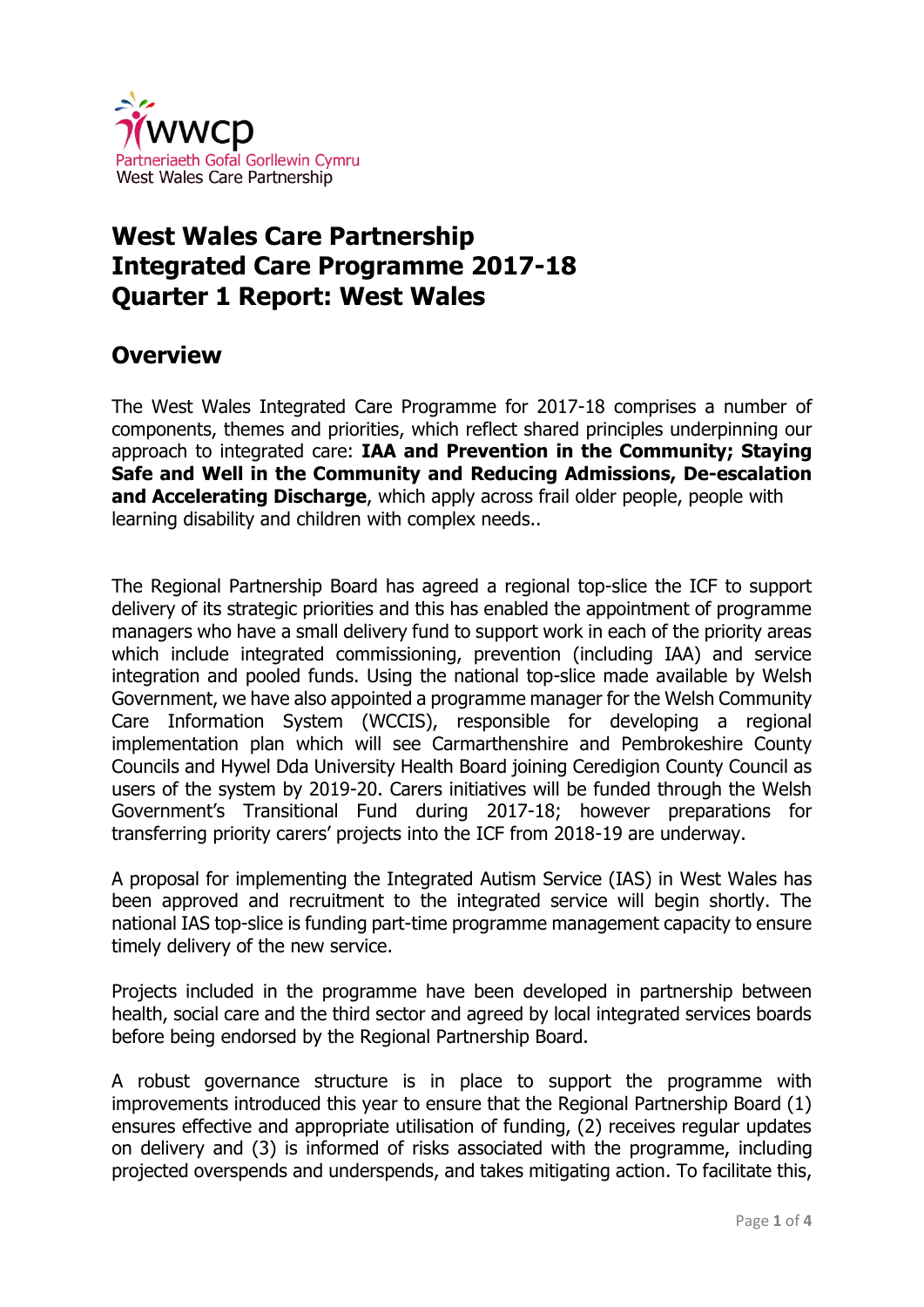wwcp
Partneriaeth Gofal Gorllewin Cymru
West Wales Care Partnership

# West Wales Care Partnership
# Integrated Care Programme 2017-18
# Quarter 1 Report: West Wales

## Overview

The West Wales Integrated Care Programme for 2017-18 comprises a number of components, themes and priorities, which reflect shared principles underpinning our approach to integrated care: **IAA and Prevention in the Community; Staying Safe and Well in the Community and Reducing Admissions, De-escalation and Accelerating Discharge**, which apply across frail older people, people with learning disability and children with complex needs..

The Regional Partnership Board has agreed a regional top-slice the ICF to support delivery of its strategic priorities and this has enabled the appointment of programme managers who have a small delivery fund to support work in each of the priority areas which include integrated commissioning, prevention (including IAA) and service integration and pooled funds. Using the national top-slice made available by Welsh Government, we have also appointed a programme manager for the Welsh Community Care Information System (WCCIS), responsible for developing a regional implementation plan which will see Carmarthenshire and Pembrokeshire County Councils and Hywel Dda University Health Board joining Ceredigion County Council as users of the system by 2019-20. Carers initiatives will be funded through the Welsh Government's Transitional Fund during 2017-18; however preparations for transferring priority carers' projects into the ICF from 2018-19 are underway.

A proposal for implementing the Integrated Autism Service (IAS) in West Wales has been approved and recruitment to the integrated service will begin shortly. The national IAS top-slice is funding part-time programme management capacity to ensure timely delivery of the new service.

Projects included in the programme have been developed in partnership between health, social care and the third sector and agreed by local integrated services boards before being endorsed by the Regional Partnership Board.

A robust governance structure is in place to support the programme with improvements introduced this year to ensure that the Regional Partnership Board (1) ensures effective and appropriate utilisation of funding, (2) receives regular updates on delivery and (3) is informed of risks associated with the programme, including projected overspends and underspends, and takes mitigating action. To facilitate this,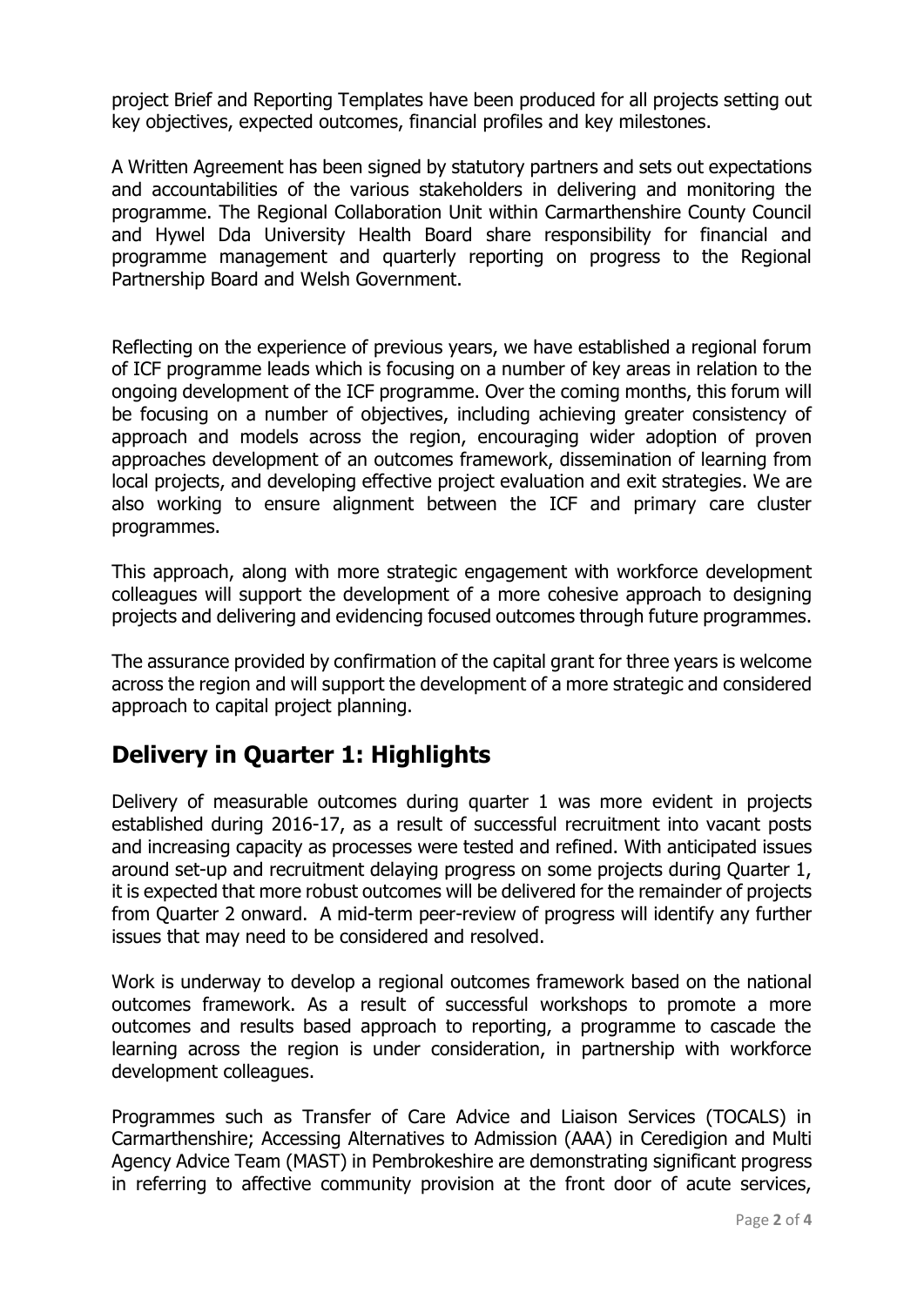project Brief and Reporting Templates have been produced for all projects setting out key objectives, expected outcomes, financial profiles and key milestones.

A Written Agreement has been signed by statutory partners and sets out expectations and accountabilities of the various stakeholders in delivering and monitoring the programme. The Regional Collaboration Unit within Carmarthenshire County Council and Hywel Dda University Health Board share responsibility for financial and programme management and quarterly reporting on progress to the Regional Partnership Board and Welsh Government.

Reflecting on the experience of previous years, we have established a regional forum of ICF programme leads which is focusing on a number of key areas in relation to the ongoing development of the ICF programme. Over the coming months, this forum will be focusing on a number of objectives, including achieving greater consistency of approach and models across the region, encouraging wider adoption of proven approaches development of an outcomes framework, dissemination of learning from local projects, and developing effective project evaluation and exit strategies. We are also working to ensure alignment between the ICF and primary care cluster programmes.

This approach, along with more strategic engagement with workforce development colleagues will support the development of a more cohesive approach to designing projects and delivering and evidencing focused outcomes through future programmes.

The assurance provided by confirmation of the capital grant for three years is welcome across the region and will support the development of a more strategic and considered approach to capital project planning.

## Delivery in Quarter 1: Highlights

Delivery of measurable outcomes during quarter 1 was more evident in projects established during 2016-17, as a result of successful recruitment into vacant posts and increasing capacity as processes were tested and refined. With anticipated issues around set-up and recruitment delaying progress on some projects during Quarter 1, it is expected that more robust outcomes will be delivered for the remainder of projects from Quarter 2 onward. A mid-term peer-review of progress will identify any further issues that may need to be considered and resolved.

Work is underway to develop a regional outcomes framework based on the national outcomes framework. As a result of successful workshops to promote a more outcomes and results based approach to reporting, a programme to cascade the learning across the region is under consideration, in partnership with workforce development colleagues.

Programmes such as Transfer of Care Advice and Liaison Services (TOCALS) in Carmarthenshire; Accessing Alternatives to Admission (AAA) in Ceredigion and Multi Agency Advice Team (MAST) in Pembrokeshire are demonstrating significant progress in referring to affective community provision at the front door of acute services,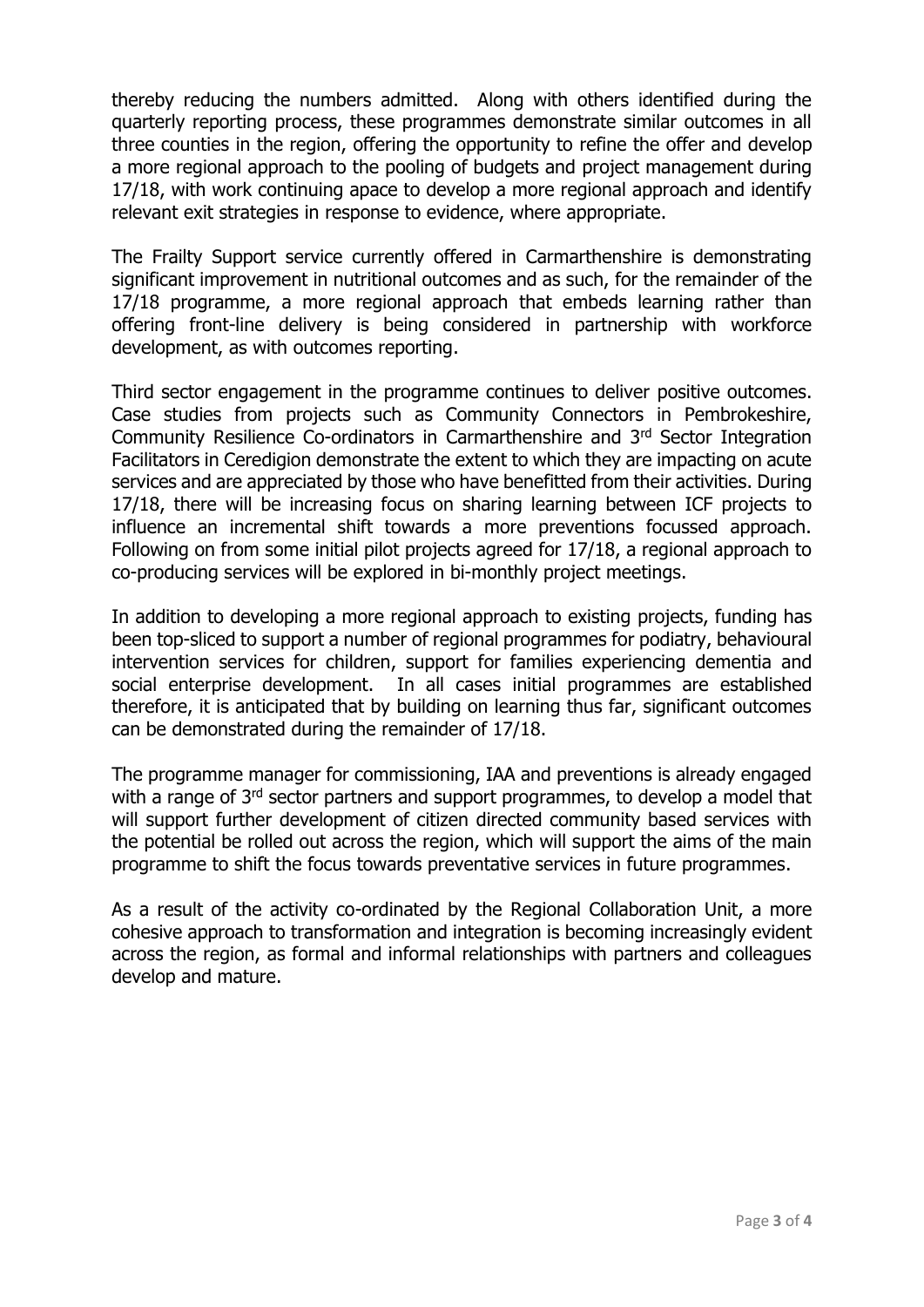thereby reducing the numbers admitted. Along with others identified during the quarterly reporting process, these programmes demonstrate similar outcomes in all three counties in the region, offering the opportunity to refine the offer and develop a more regional approach to the pooling of budgets and project management during 17/18, with work continuing apace to develop a more regional approach and identify relevant exit strategies in response to evidence, where appropriate.

The Frailty Support service currently offered in Carmarthenshire is demonstrating significant improvement in nutritional outcomes and as such, for the remainder of the 17/18 programme, a more regional approach that embeds learning rather than offering front-line delivery is being considered in partnership with workforce development, as with outcomes reporting.

Third sector engagement in the programme continues to deliver positive outcomes. Case studies from projects such as Community Connectors in Pembrokeshire, Community Resilience Co-ordinators in Carmarthenshire and 3rd Sector Integration Facilitators in Ceredigion demonstrate the extent to which they are impacting on acute services and are appreciated by those who have benefitted from their activities. During 17/18, there will be increasing focus on sharing learning between ICF projects to influence an incremental shift towards a more preventions focussed approach. Following on from some initial pilot projects agreed for 17/18, a regional approach to co-producing services will be explored in bi-monthly project meetings.

In addition to developing a more regional approach to existing projects, funding has been top-sliced to support a number of regional programmes for podiatry, behavioural intervention services for children, support for families experiencing dementia and social enterprise development. In all cases initial programmes are established therefore, it is anticipated that by building on learning thus far, significant outcomes can be demonstrated during the remainder of 17/18.

The programme manager for commissioning, IAA and preventions is already engaged with a range of 3rd sector partners and support programmes, to develop a model that will support further development of citizen directed community based services with the potential be rolled out across the region, which will support the aims of the main programme to shift the focus towards preventative services in future programmes.

As a result of the activity co-ordinated by the Regional Collaboration Unit, a more cohesive approach to transformation and integration is becoming increasingly evident across the region, as formal and informal relationships with partners and colleagues develop and mature.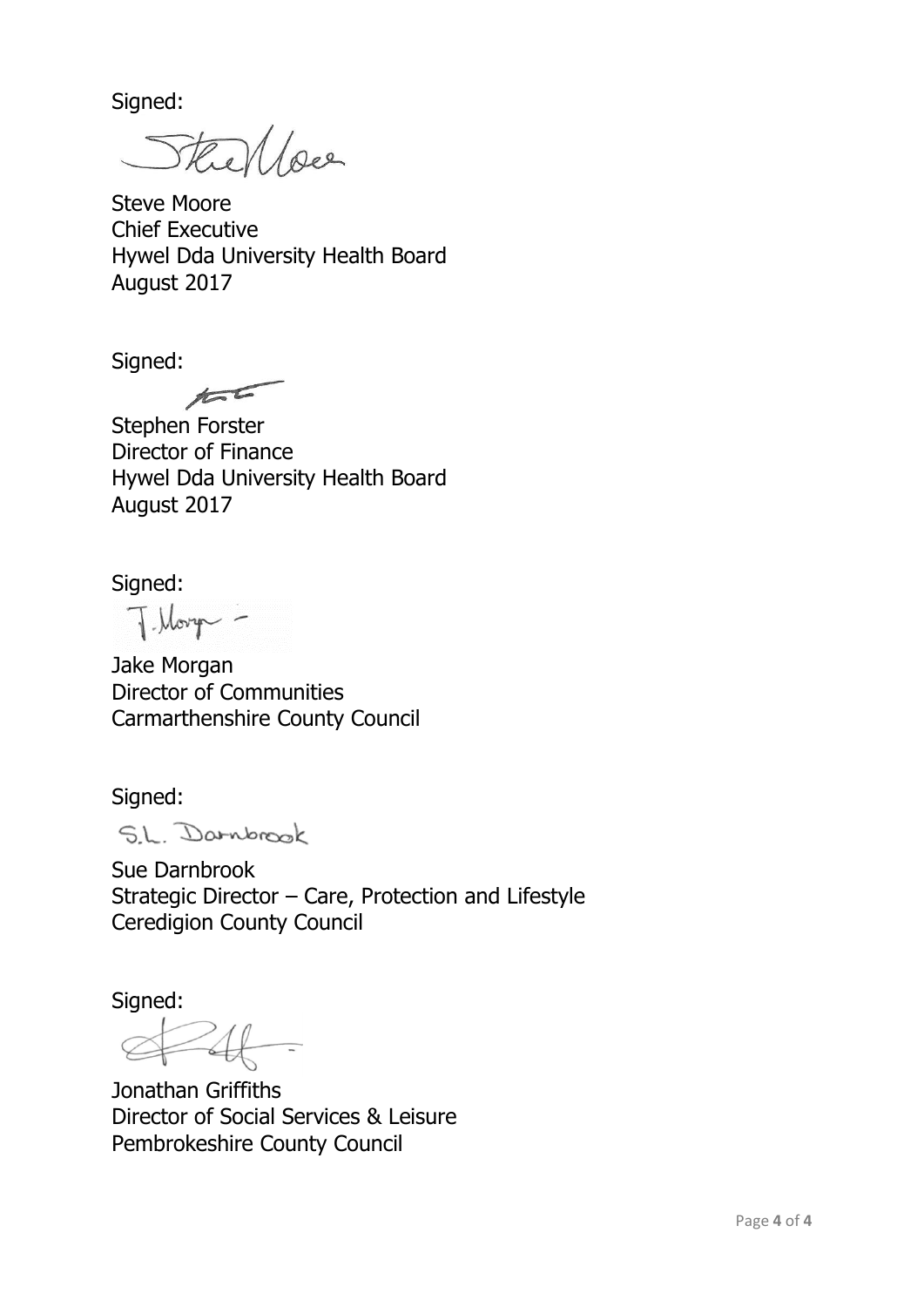Signed:

Steve Moore
Chief Executive
Hywel Dda University Health Board
August 2017

Signed:

Stephen Forster
Director of Finance
Hywel Dda University Health Board
August 2017

Signed:

Jake Morgan
Director of Communities
Carmarthenshire County Council

Signed:

S.L. Darnbrook

Sue Darnbrook
Strategic Director – Care, Protection and Lifestyle
Ceredigion County Council

Signed:

Jonathan Griffiths
Director of Social Services & Leisure
Pembrokeshire County Council